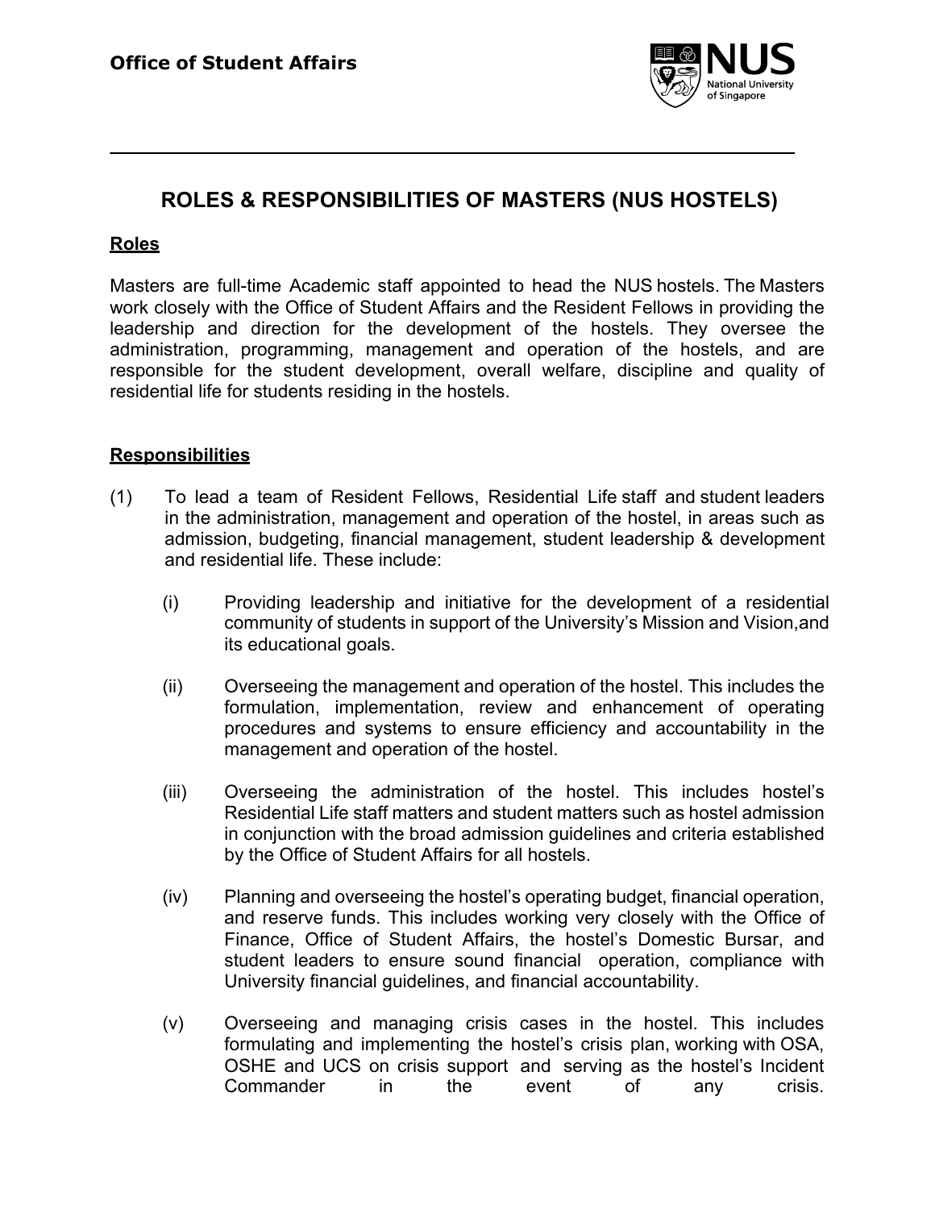**Office of Student Affairs**

# ROLES & RESPONSIBILITIES OF MASTERS (NUS HOSTELS)

## Roles

Masters are full-time Academic staff appointed to head the NUS hostels. The Masters work closely with the Office of Student Affairs and the Resident Fellows in providing the leadership and direction for the development of the hostels. They oversee the administration, programming, management and operation of the hostels, and are responsible for the student development, overall welfare, discipline and quality of residential life for students residing in the hostels.

## Responsibilities

(1) To lead a team of Resident Fellows, Residential Life staff and student leaders in the administration, management and operation of the hostel, in areas such as admission, budgeting, financial management, student leadership & development and residential life. These include:

   (i) Providing leadership and initiative for the development of a residential community of students in support of the University's Mission and Vision,and its educational goals.

   (ii) Overseeing the management and operation of the hostel. This includes the formulation, implementation, review and enhancement of operating procedures and systems to ensure efficiency and accountability in the management and operation of the hostel.

   (iii) Overseeing the administration of the hostel. This includes hostel's Residential Life staff matters and student matters such as hostel admission in conjunction with the broad admission guidelines and criteria established by the Office of Student Affairs for all hostels.

   (iv) Planning and overseeing the hostel's operating budget, financial operation, and reserve funds. This includes working very closely with the Office of Finance, Office of Student Affairs, the hostel's Domestic Bursar, and student leaders to ensure sound financial operation, compliance with University financial guidelines, and financial accountability.

   (v) Overseeing and managing crisis cases in the hostel. This includes formulating and implementing the hostel's crisis plan, working with OSA, OSHE and UCS on crisis support and serving as the hostel's Incident Commander in the event of any crisis.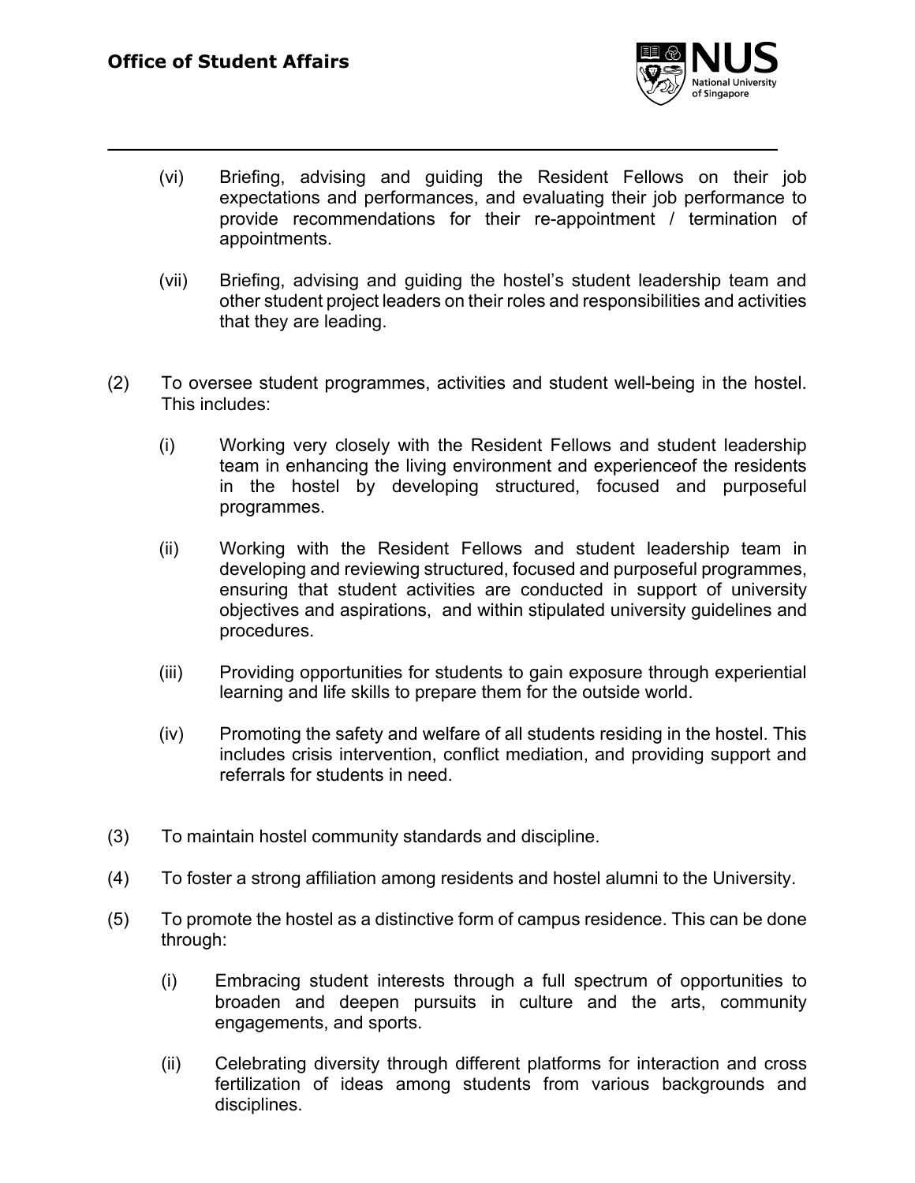(vi) Briefing, advising and guiding the Resident Fellows on their job expectations and performances, and evaluating their job performance to provide recommendations for their re-appointment / termination of appointments.

(vii) Briefing, advising and guiding the hostel's student leadership team and other student project leaders on their roles and responsibilities and activities that they are leading.

(2) To oversee student programmes, activities and student well-being in the hostel. This includes:

(i) Working very closely with the Resident Fellows and student leadership team in enhancing the living environment and experienceof the residents in the hostel by developing structured, focused and purposeful programmes.

(ii) Working with the Resident Fellows and student leadership team in developing and reviewing structured, focused and purposeful programmes, ensuring that student activities are conducted in support of university objectives and aspirations, and within stipulated university guidelines and procedures.

(iii) Providing opportunities for students to gain exposure through experiential learning and life skills to prepare them for the outside world.

(iv) Promoting the safety and welfare of all students residing in the hostel. This includes crisis intervention, conflict mediation, and providing support and referrals for students in need.

(3) To maintain hostel community standards and discipline.

(4) To foster a strong affiliation among residents and hostel alumni to the University.

(5) To promote the hostel as a distinctive form of campus residence. This can be done through:

(i) Embracing student interests through a full spectrum of opportunities to broaden and deepen pursuits in culture and the arts, community engagements, and sports.

(ii) Celebrating diversity through different platforms for interaction and cross fertilization of ideas among students from various backgrounds and disciplines.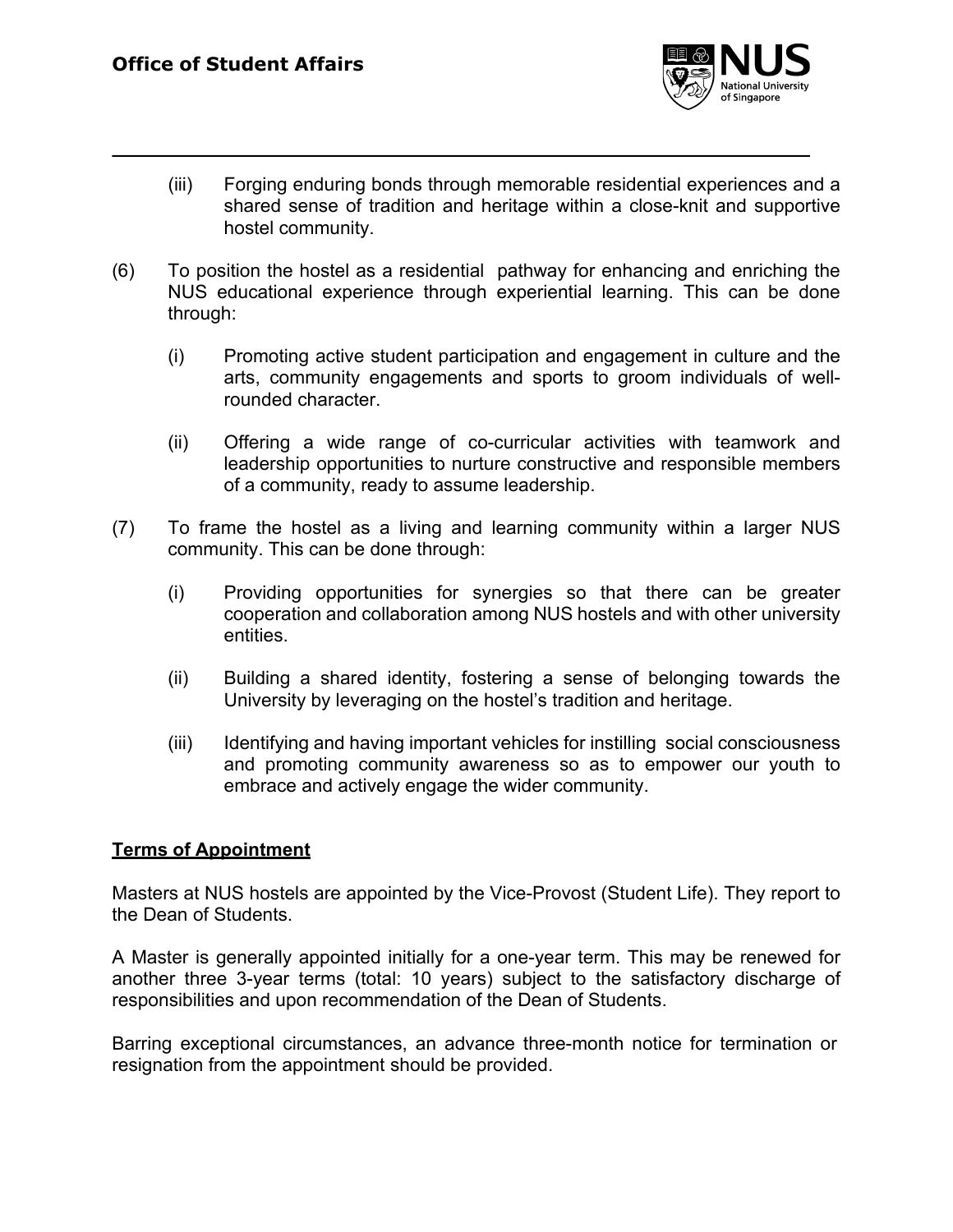(iii) Forging enduring bonds through memorable residential experiences and a shared sense of tradition and heritage within a close-knit and supportive hostel community.

(6) To position the hostel as a residential pathway for enhancing and enriching the NUS educational experience through experiential learning. This can be done through:

(i) Promoting active student participation and engagement in culture and the arts, community engagements and sports to groom individuals of well-rounded character.

(ii) Offering a wide range of co-curricular activities with teamwork and leadership opportunities to nurture constructive and responsible members of a community, ready to assume leadership.

(7) To frame the hostel as a living and learning community within a larger NUS community. This can be done through:

(i) Providing opportunities for synergies so that there can be greater cooperation and collaboration among NUS hostels and with other university entities.

(ii) Building a shared identity, fostering a sense of belonging towards the University by leveraging on the hostel's tradition and heritage.

(iii) Identifying and having important vehicles for instilling social consciousness and promoting community awareness so as to empower our youth to embrace and actively engage the wider community.

**Terms of Appointment**

Masters at NUS hostels are appointed by the Vice-Provost (Student Life). They report to the Dean of Students.

A Master is generally appointed initially for a one-year term. This may be renewed for another three 3-year terms (total: 10 years) subject to the satisfactory discharge of responsibilities and upon recommendation of the Dean of Students.

Barring exceptional circumstances, an advance three-month notice for termination or resignation from the appointment should be provided.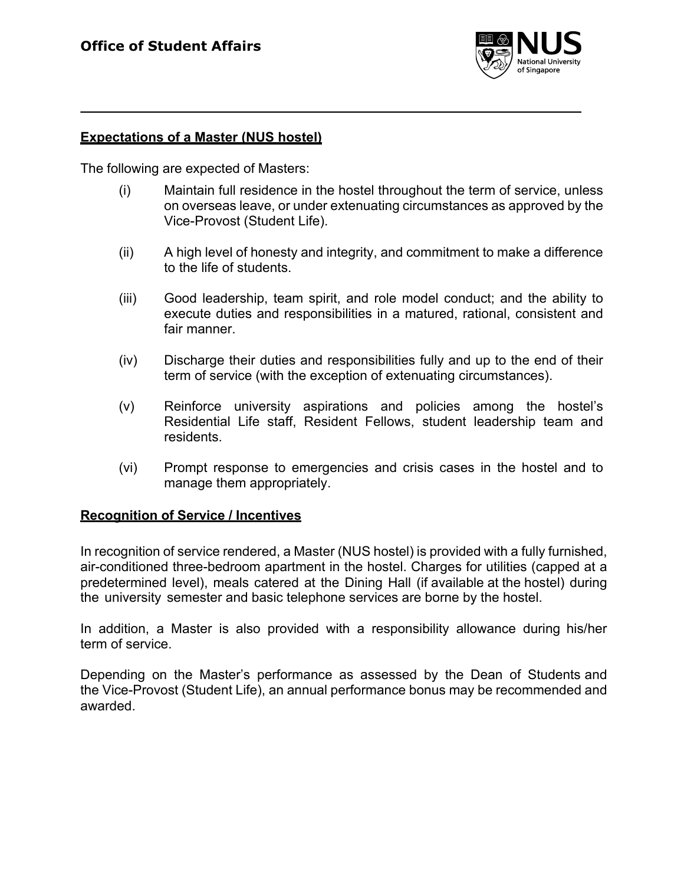## Expectations of a Master (NUS hostel)

The following are expected of Masters:

(i) Maintain full residence in the hostel throughout the term of service, unless on overseas leave, or under extenuating circumstances as approved by the Vice-Provost (Student Life).

(ii) A high level of honesty and integrity, and commitment to make a difference to the life of students.

(iii) Good leadership, team spirit, and role model conduct; and the ability to execute duties and responsibilities in a matured, rational, consistent and fair manner.

(iv) Discharge their duties and responsibilities fully and up to the end of their term of service (with the exception of extenuating circumstances).

(v) Reinforce university aspirations and policies among the hostel's Residential Life staff, Resident Fellows, student leadership team and residents.

(vi) Prompt response to emergencies and crisis cases in the hostel and to manage them appropriately.

## Recognition of Service / Incentives

In recognition of service rendered, a Master (NUS hostel) is provided with a fully furnished, air-conditioned three-bedroom apartment in the hostel. Charges for utilities (capped at a predetermined level), meals catered at the Dining Hall (if available at the hostel) during the university semester and basic telephone services are borne by the hostel.

In addition, a Master is also provided with a responsibility allowance during his/her term of service.

Depending on the Master's performance as assessed by the Dean of Students and the Vice-Provost (Student Life), an annual performance bonus may be recommended and awarded.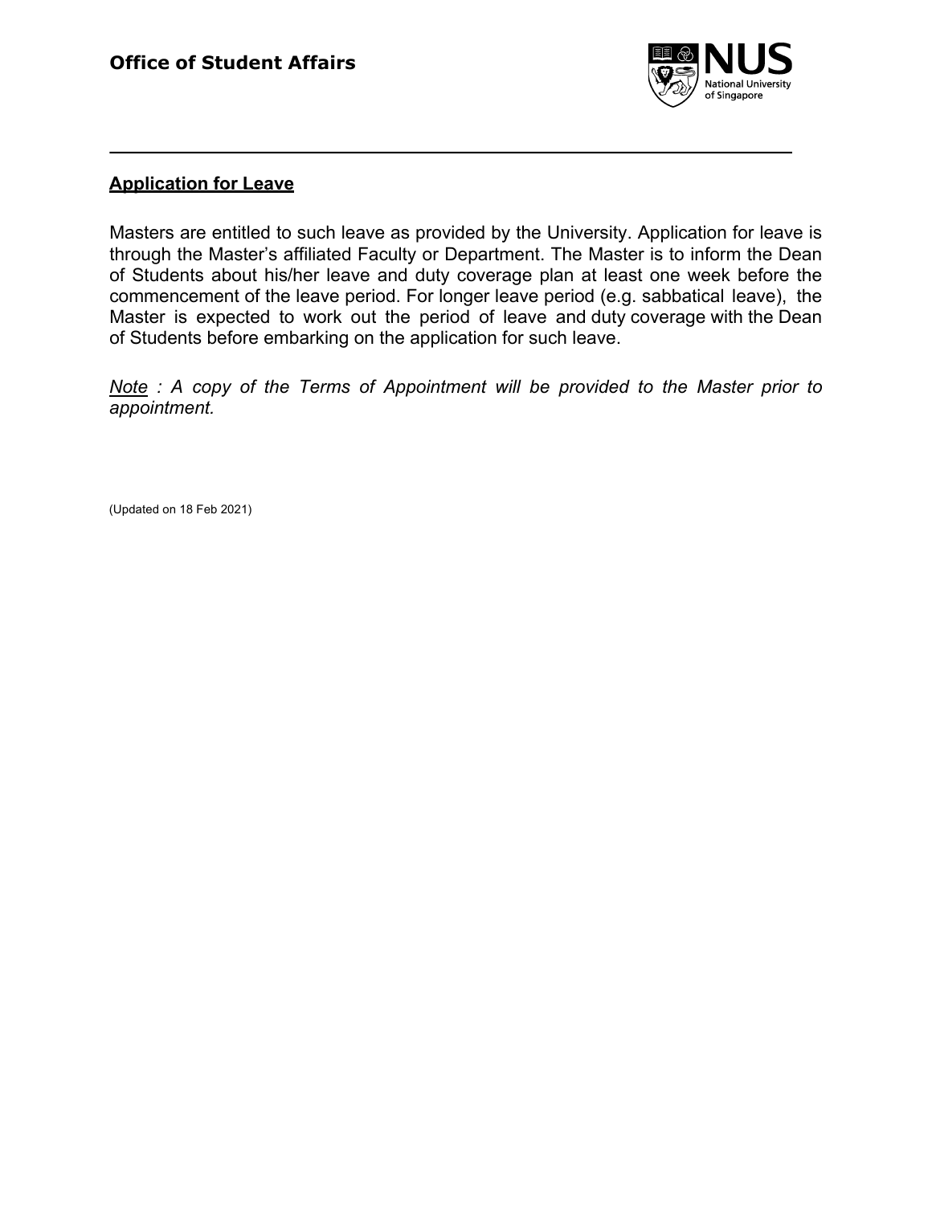## Application for Leave

Masters are entitled to such leave as provided by the University. Application for leave is through the Master's affiliated Faculty or Department. The Master is to inform the Dean of Students about his/her leave and duty coverage plan at least one week before the commencement of the leave period. For longer leave period (e.g. sabbatical leave), the Master is expected to work out the period of leave and duty coverage with the Dean of Students before embarking on the application for such leave.

*Note : A copy of the Terms of Appointment will be provided to the Master prior to appointment.*

(Updated on 18 Feb 2021)